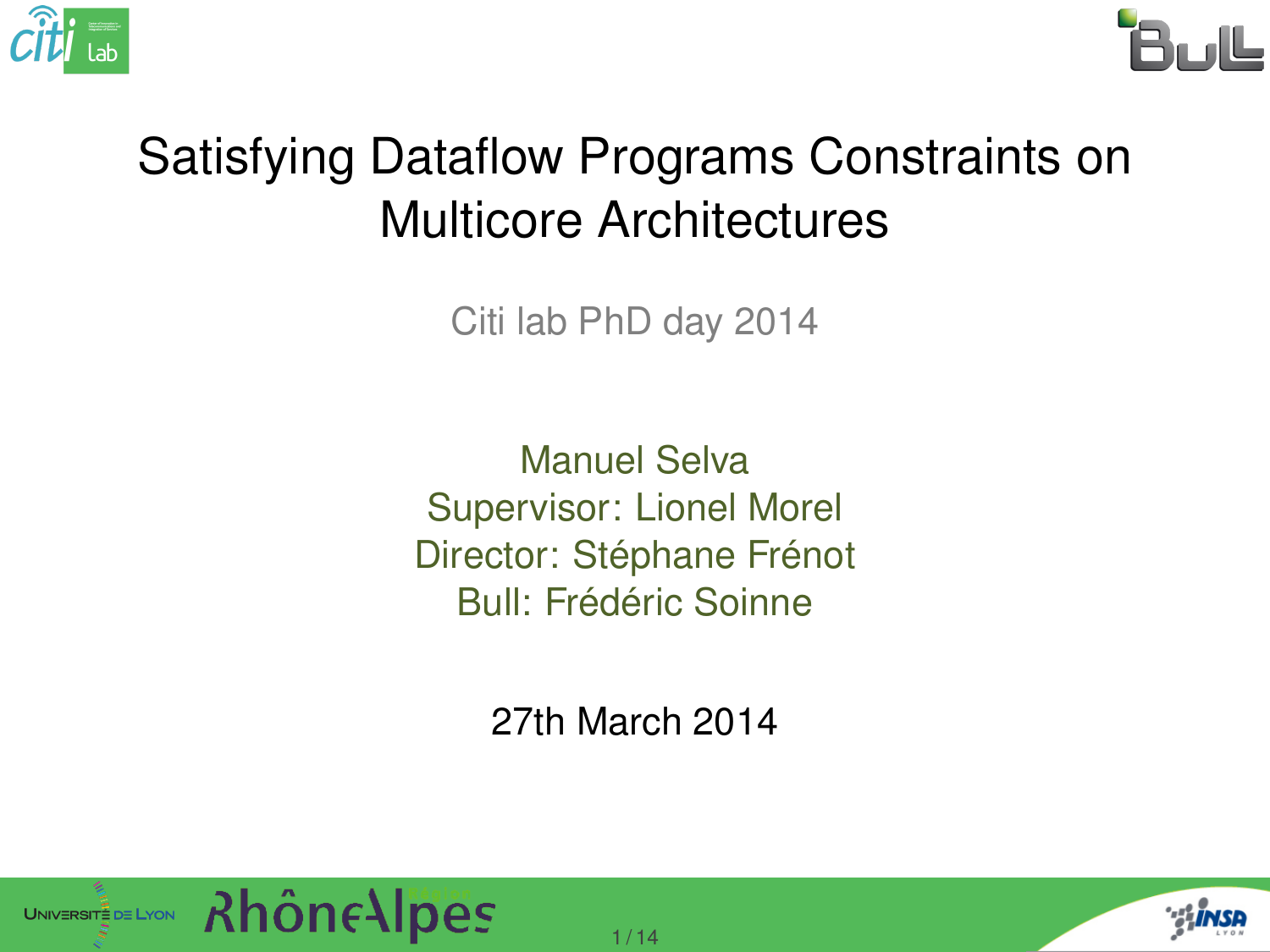# Satisfying Dataflow Programs Constraints on Multicore Architectures

Citi lab PhD day 2014

Manuel Selva
Supervisor: Lionel Morel
Director: Stéphane Frénot
Bull: Frédéric Soinne

27th March 2014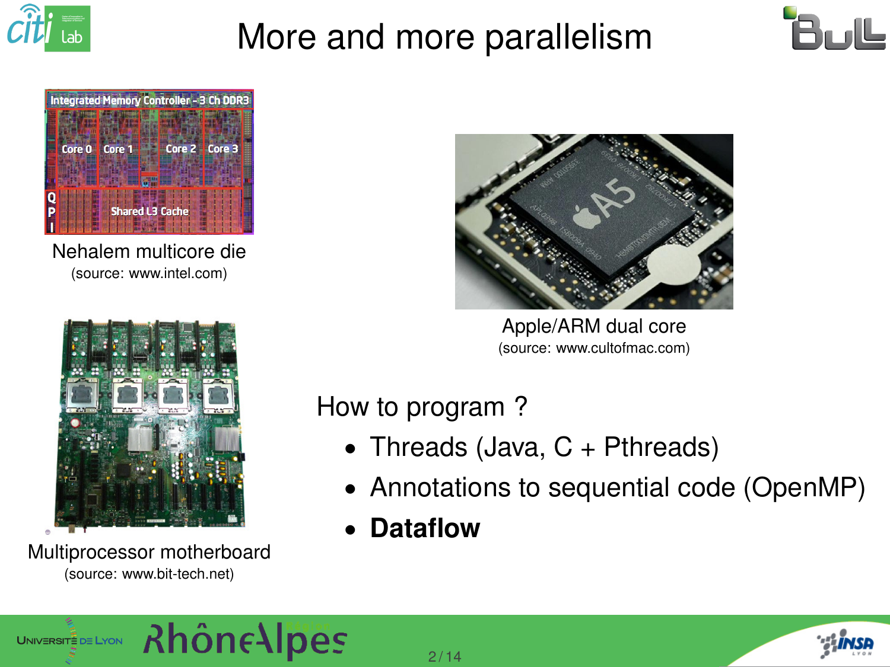# More and more parallelism

Nehalem multicore die
(source: www.intel.com)

Apple/ARM dual core
(source: www.cultofmac.com)

Multiprocessor motherboard
(source: www.bit-tech.net)

How to program ?

- Threads (Java, C + Pthreads)
- Annotations to sequential code (OpenMP)
- **Dataflow**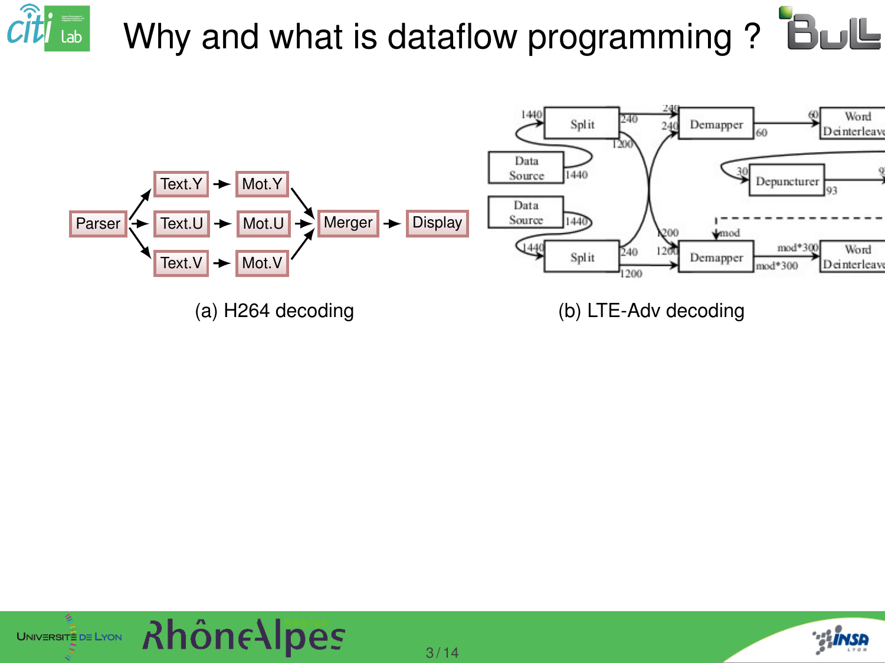# Why and what is dataflow programming ?

(a) H264 decoding

(b) LTE-Adv decoding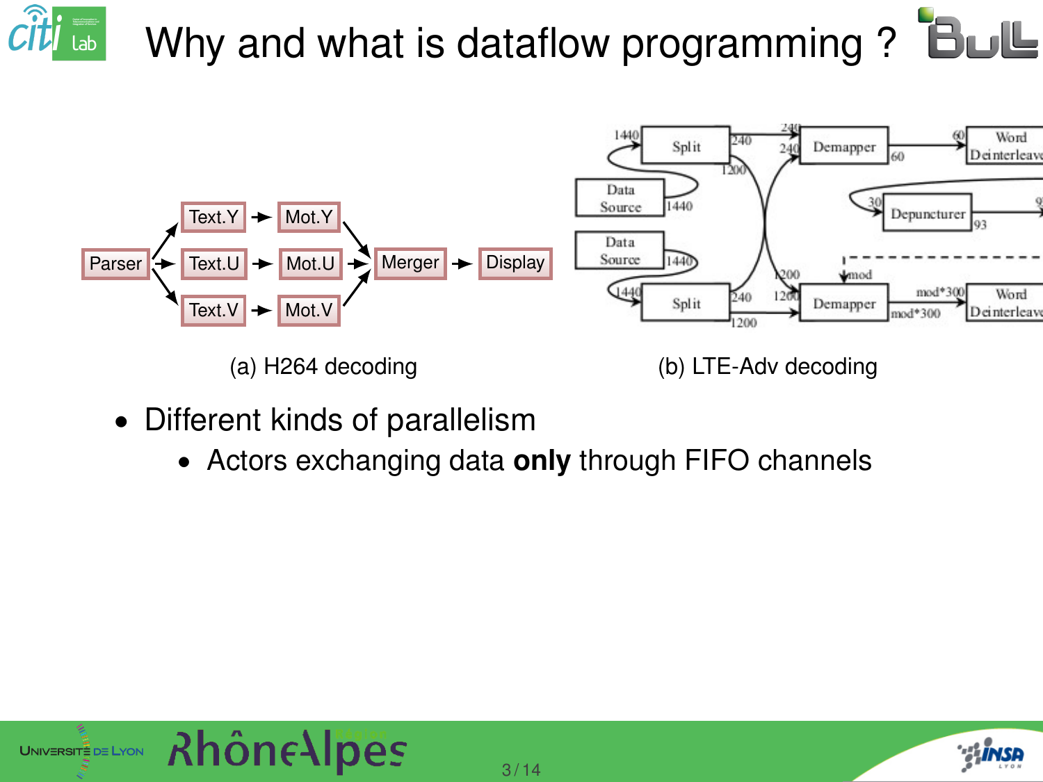# Why and what is dataflow programming ?

(a) H264 decoding

(b) LTE-Adv decoding

- Different kinds of parallelism
  - Actors exchanging data **only** through FIFO channels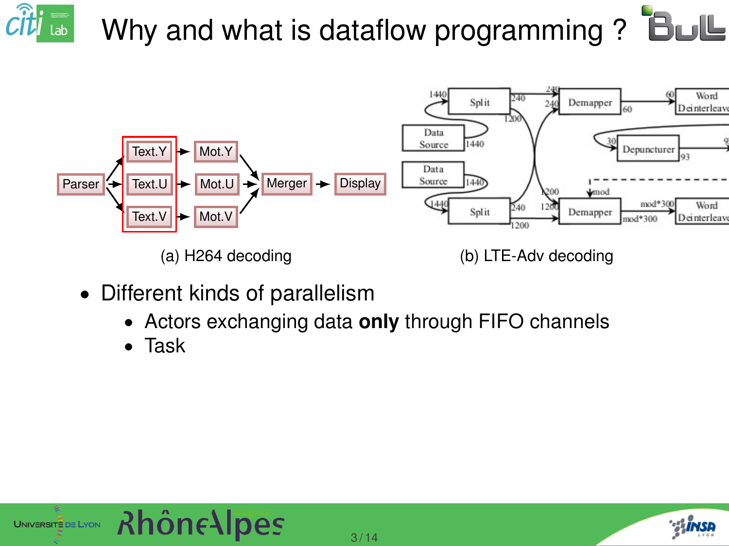# Why and what is dataflow programming ?

(a) H264 decoding

(b) LTE-Adv decoding

- Different kinds of parallelism
  - Actors exchanging data **only** through FIFO channels
  - Task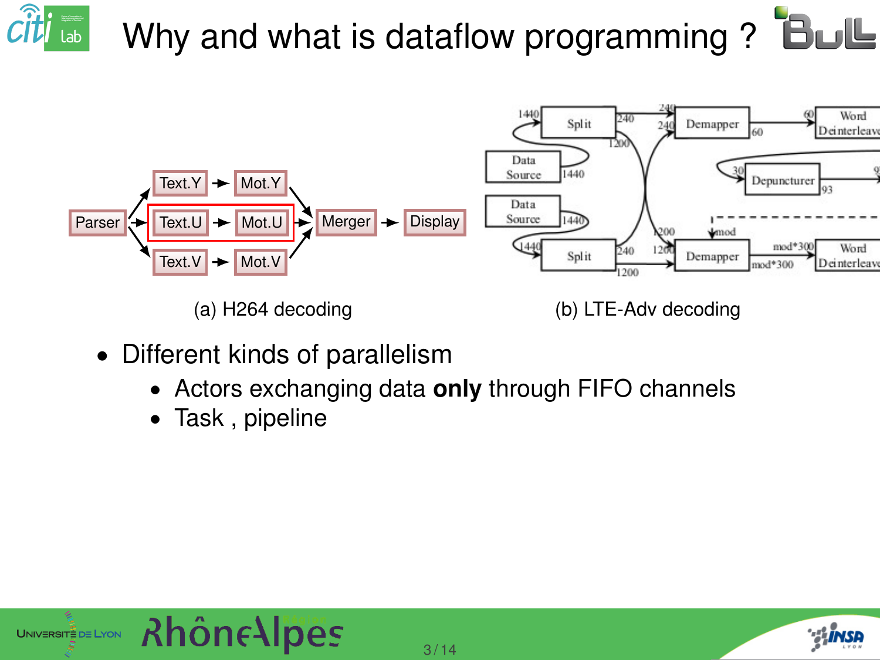# Why and what is dataflow programming ?

(a) H264 decoding

(b) LTE-Adv decoding

- Different kinds of parallelism
  - Actors exchanging data **only** through FIFO channels
  - Task , pipeline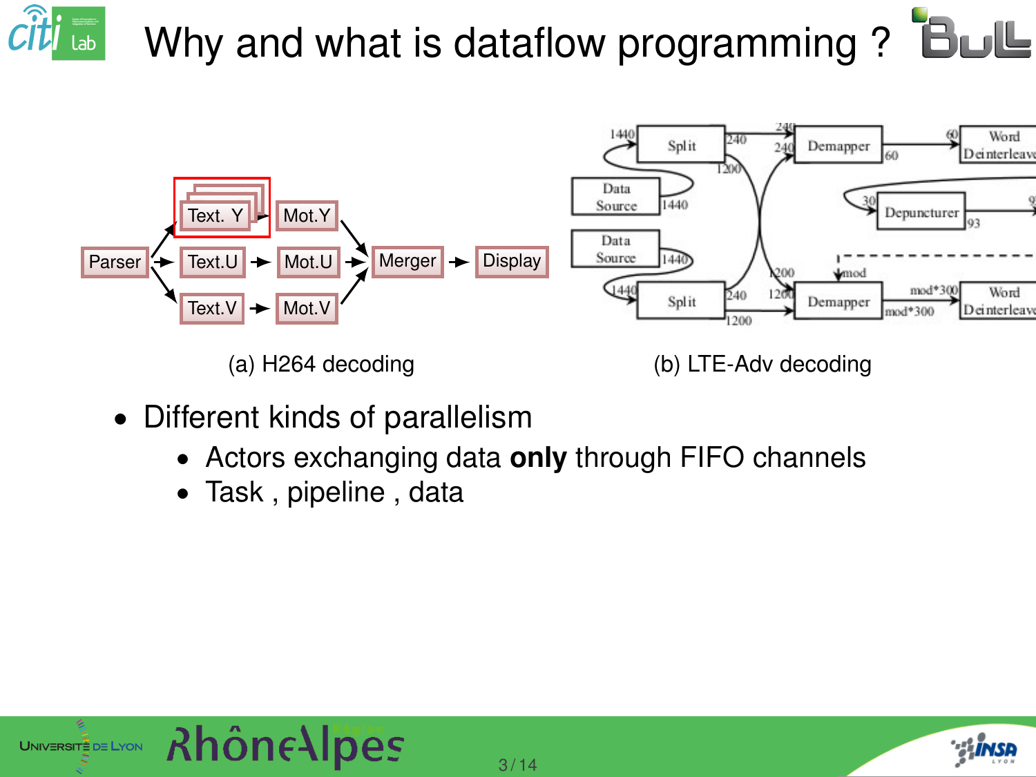# Why and what is dataflow programming ?

(a) H264 decoding

(b) LTE-Adv decoding

- Different kinds of parallelism
  - Actors exchanging data **only** through FIFO channels
  - Task , pipeline , data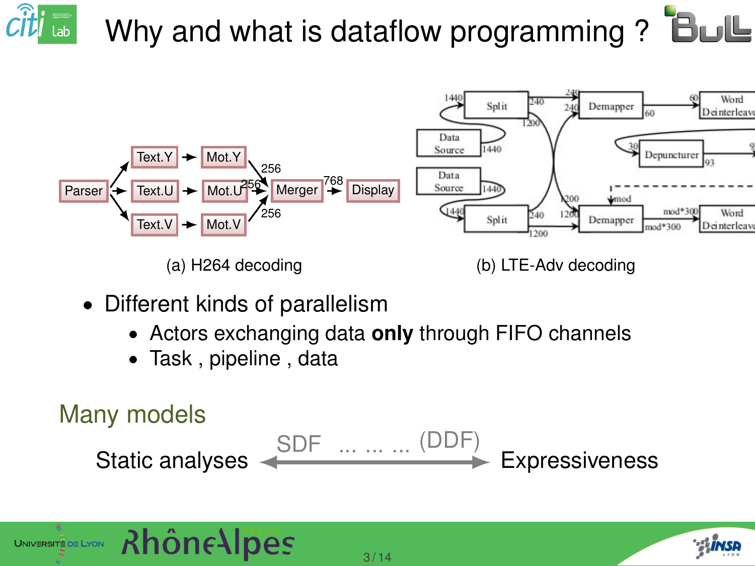# Why and what is dataflow programming ?

(a) H264 decoding

(b) LTE-Adv decoding

- Different kinds of parallelism
  - Actors exchanging data **only** through FIFO channels
  - Task , pipeline , data

## Many models

Static analyses ← SDF ... ... ... (DDF) → Expressiveness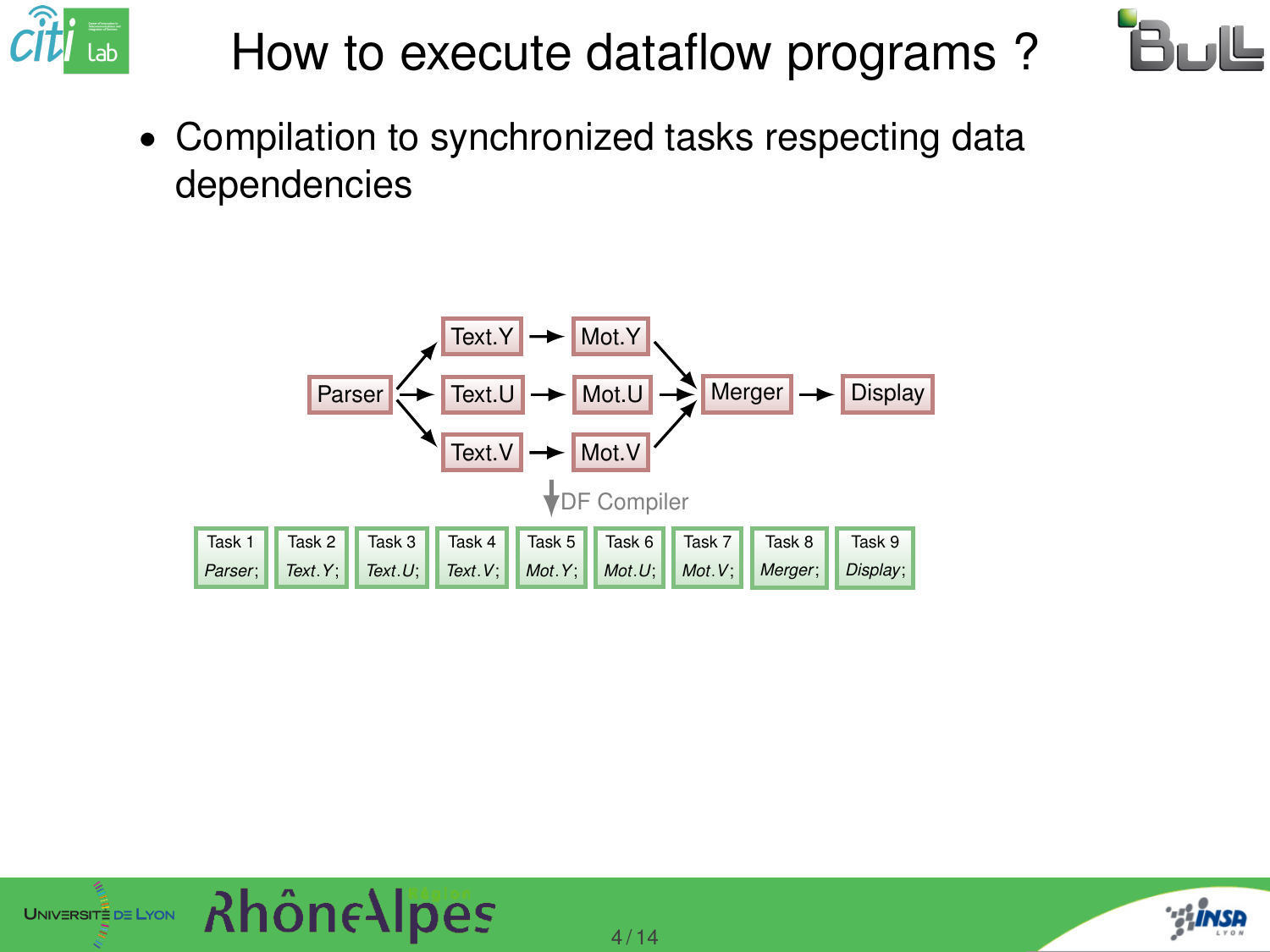# How to execute dataflow programs ?

- Compilation to synchronized tasks respecting data dependencies

Parser → Text.Y → Mot.Y → Merger → Display

Parser → Text.U → Mot.U → Merger

Parser → Text.V → Mot.V → Merger

DF Compiler

| Task 1 | Task 2 | Task 3 | Task 4 | Task 5 | Task 6 | Task 7 | Task 8 | Task 9 |
|---|---|---|---|---|---|---|---|---|
| *Parser*; | *Text.Y*; | *Text.U*; | *Text.V*; | *Mot.Y*; | *Mot.U*; | *Mot.V*; | *Merger*; | *Display*; |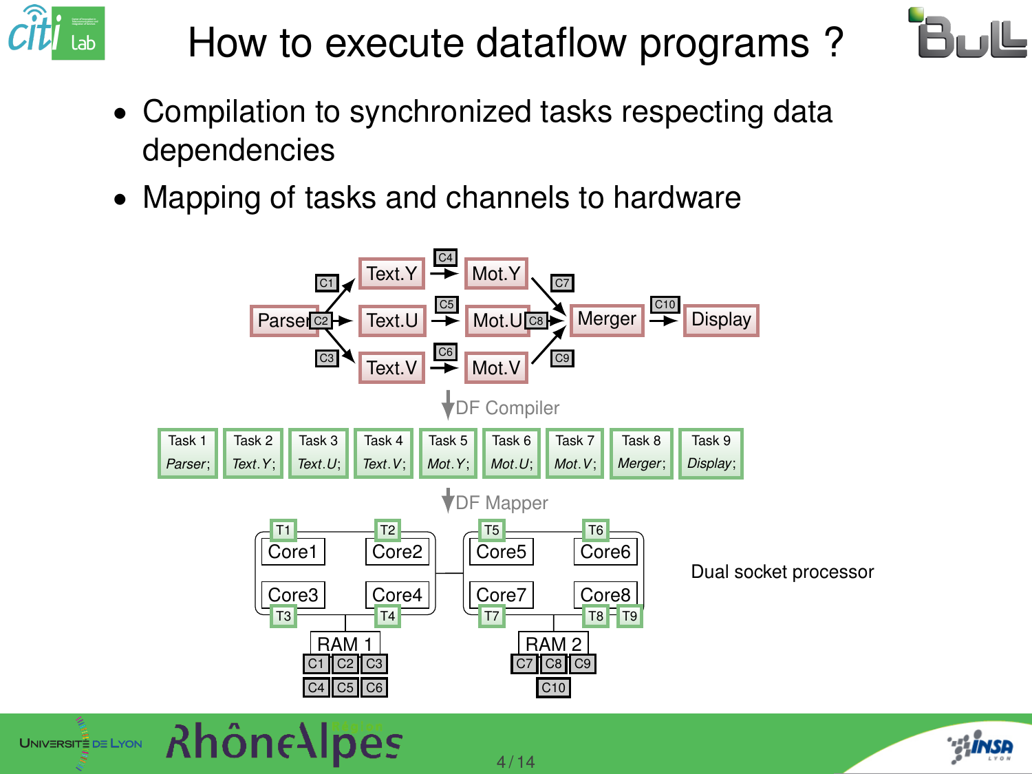# How to execute dataflow programs ?

- Compilation to synchronized tasks respecting data dependencies
- Mapping of tasks and channels to hardware

Parser → C1 → Text.Y → C4 → Mot.Y → C7 → Merger
Parser → C2 → Text.U → C5 → Mot.U → C8 → Merger
Parser → C3 → Text.V → C6 → Mot.V → C9 → Merger
Merger → C10 → Display

DF Compiler

| Task 1 | Task 2 | Task 3 | Task 4 | Task 5 | Task 6 | Task 7 | Task 8 | Task 9 |
|---|---|---|---|---|---|---|---|---|
| *Parser*; | *Text.Y*; | *Text.U*; | *Text.V*; | *Mot.Y*; | *Mot.U*; | *Mot.V*; | *Merger*; | *Display*; |

DF Mapper

| Socket | Cores (tasks) | RAM | Channels |
|---|---|---|---|
| 1 | Core1 (T1), Core2 (T2), Core3 (T3), Core4 (T4) | RAM 1 | C1, C2, C3, C4, C5, C6 |
| 2 | Core5 (T5), Core6 (T6), Core7 (T7), Core8 (T8, T9) | RAM 2 | C7, C8, C9, C10 |

Dual socket processor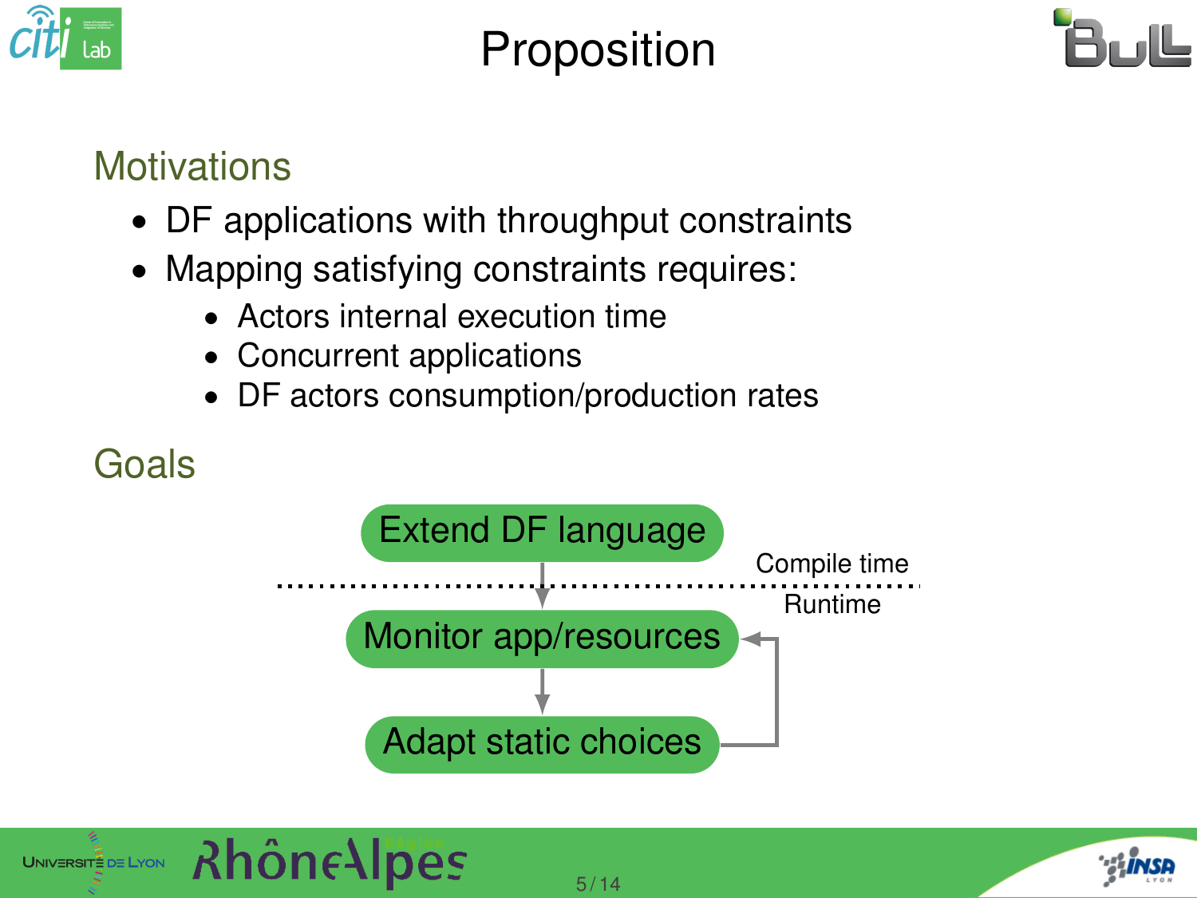# Proposition

## Motivations

- DF applications with throughput constraints
- Mapping satisfying constraints requires:
  - Actors internal execution time
  - Concurrent applications
  - DF actors consumption/production rates

## Goals

Extend DF language

Compile time

Runtime

Monitor app/resources

Adapt static choices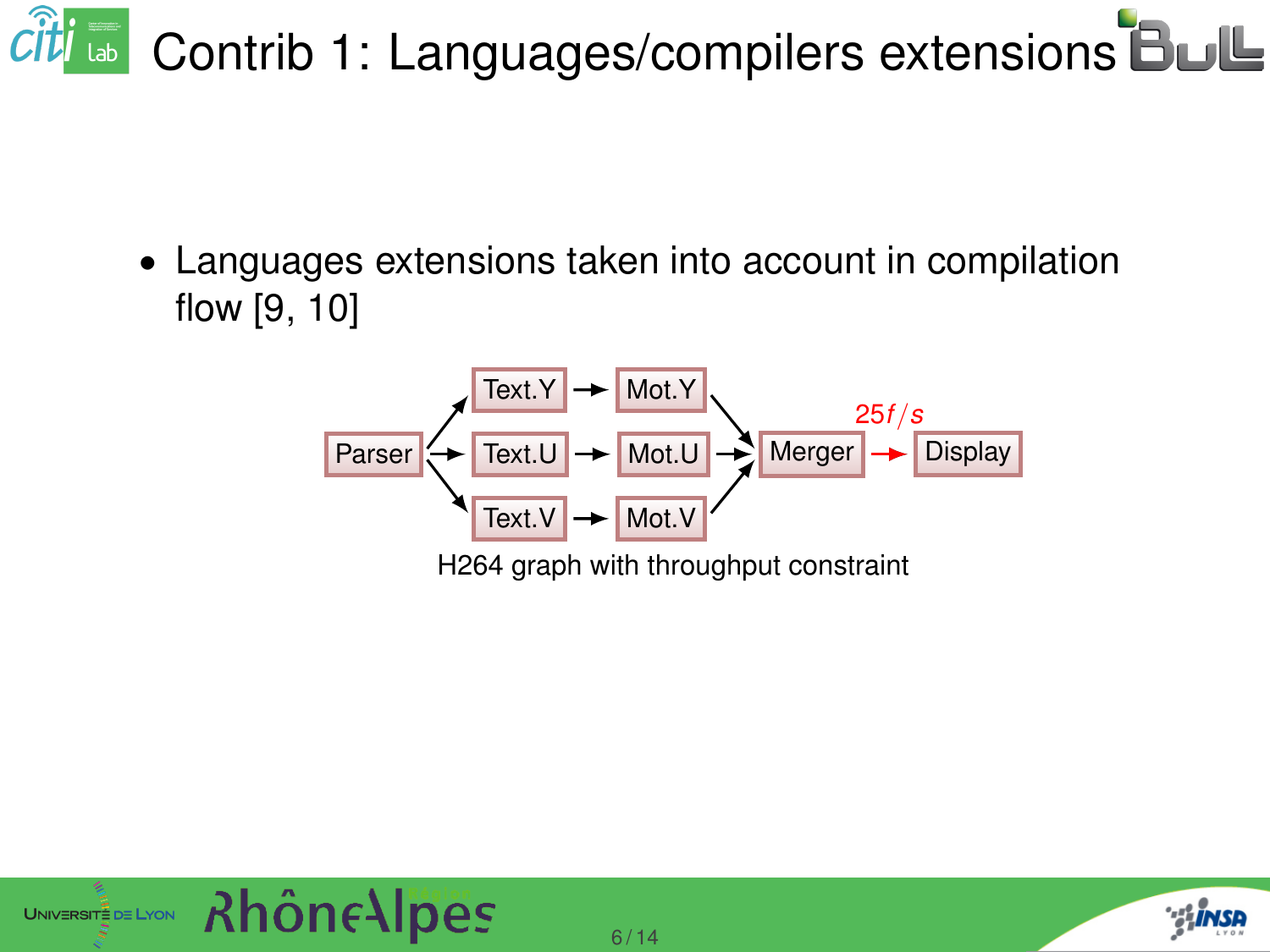# Contrib 1: Languages/compilers extensions

- Languages extensions taken into account in compilation flow [9, 10]

H264 graph with throughput constraint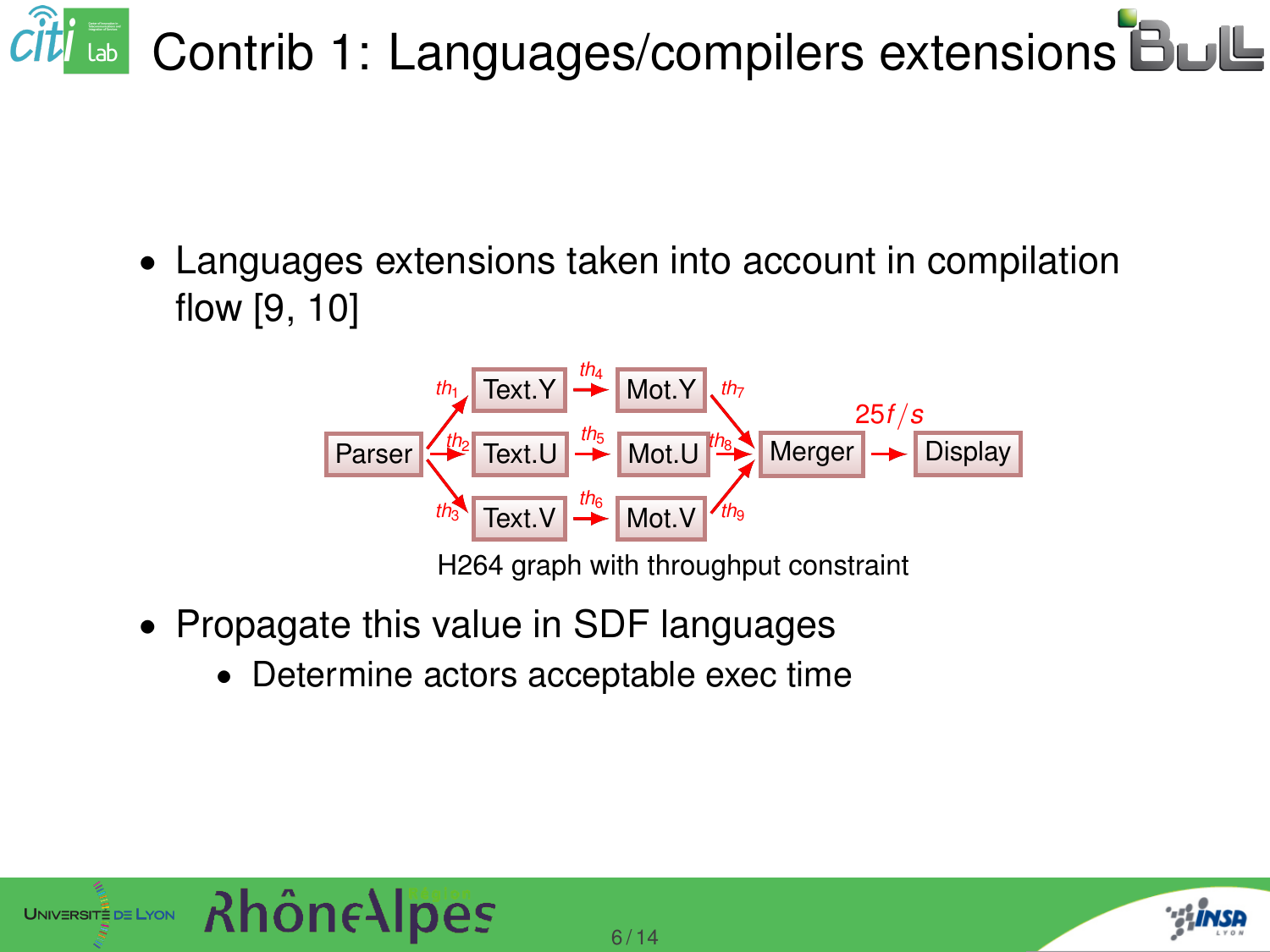# Contrib 1: Languages/compilers extensions

- Languages extensions taken into account in compilation flow [9, 10]

H264 graph with throughput constraint

- Propagate this value in SDF languages
  - Determine actors acceptable exec time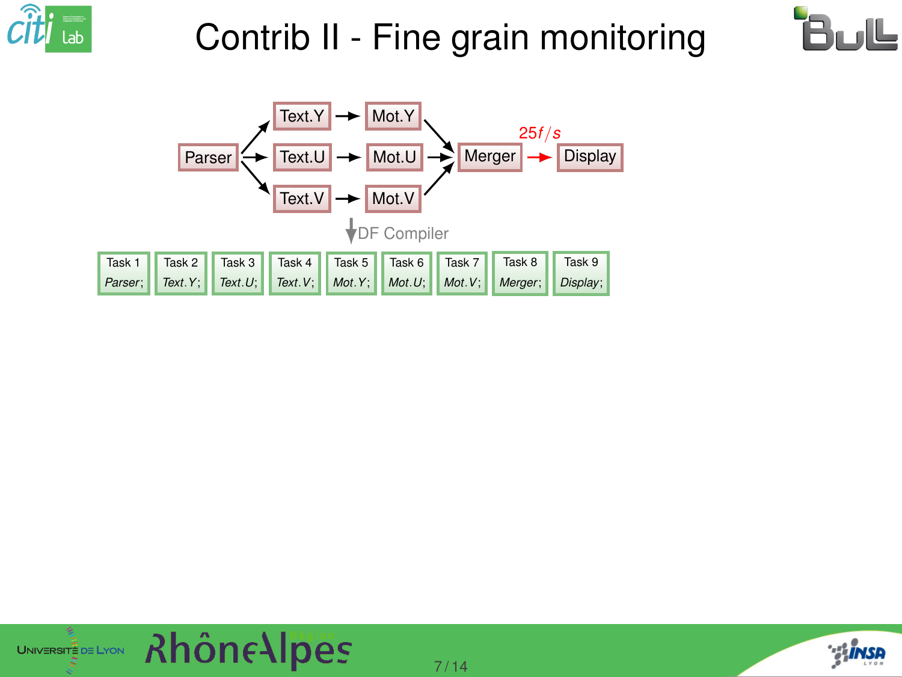# Contrib II - Fine grain monitoring

Parser → Text.Y → Mot.Y → Merger
Parser → Text.U → Mot.U → Merger
Parser → Text.V → Mot.V → Merger
Merger → Display ($25f/s$)

DF Compiler

| Task 1 | Task 2 | Task 3 | Task 4 | Task 5 | Task 6 | Task 7 | Task 8 | Task 9 |
|---|---|---|---|---|---|---|---|---|
| $Parser;$ | $Text.Y;$ | $Text.U;$ | $Text.V;$ | $Mot.Y;$ | $Mot.U;$ | $Mot.V;$ | $Merger;$ | $Display;$ |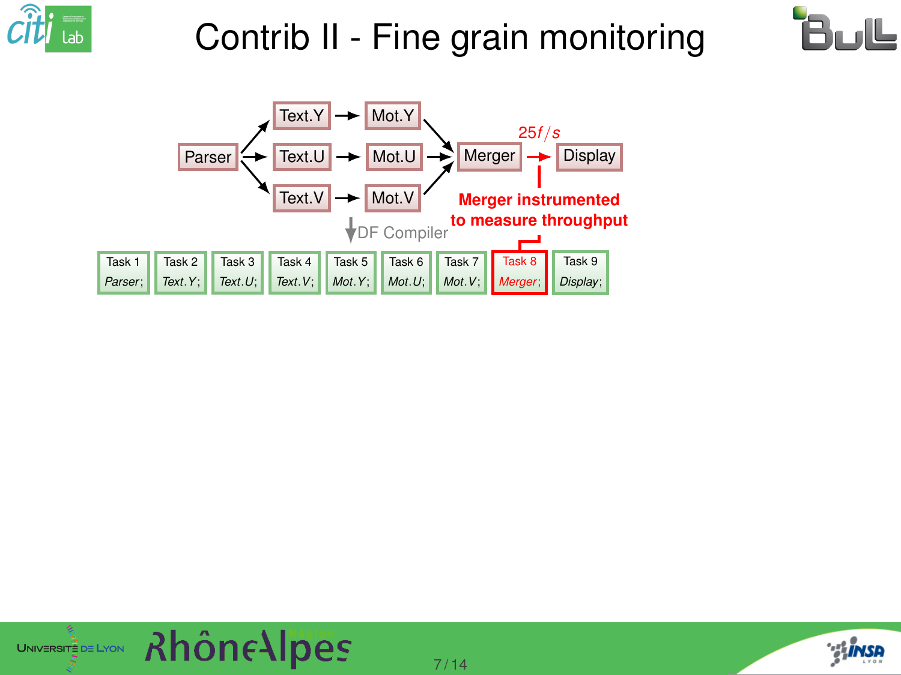# Contrib II - Fine grain monitoring

Parser → Text.Y, Text.U, Text.V

Text.Y → Mot.Y

Text.U → Mot.U

Text.V → Mot.V

Mot.Y, Mot.U, Mot.V → Merger

Merger → Display ($25 f/s$)

**Merger instrumented to measure throughput**

DF Compiler

| Task 1 | Task 2 | Task 3 | Task 4 | Task 5 | Task 6 | Task 7 | Task 8 | Task 9 |
|---|---|---|---|---|---|---|---|---|
| *Parser*; | *Text.Y*; | *Text.U*; | *Text.V*; | *Mot.Y*; | *Mot.U*; | *Mot.V*; | *Merger*; | *Display*; |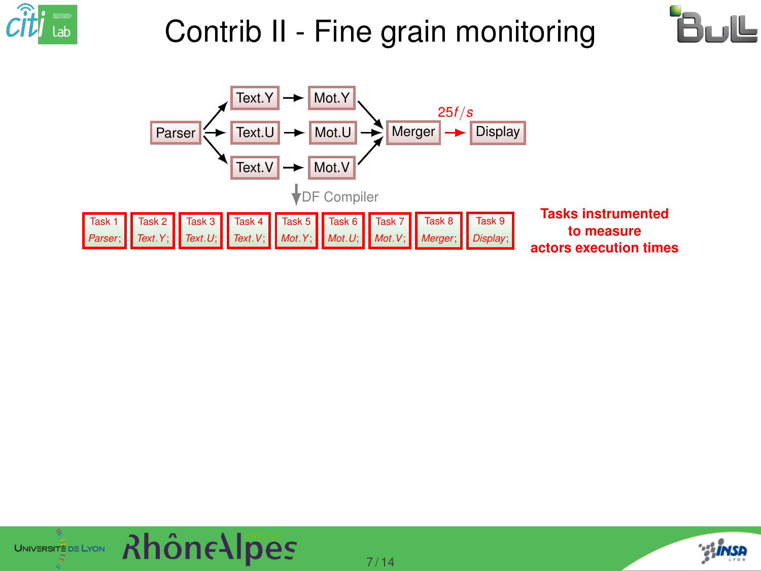# Contrib II - Fine grain monitoring

Parser → Text.Y → Mot.Y → Merger

Parser → Text.U → Mot.U → Merger

Parser → Text.V → Mot.V → Merger

Merger → Display ($25f/s$)

↓ DF Compiler

| Task 1 | Task 2 | Task 3 | Task 4 | Task 5 | Task 6 | Task 7 | Task 8 | Task 9 |
|---|---|---|---|---|---|---|---|---|
| *Parser*; | *Text.Y*; | *Text.U*; | *Text.V*; | *Mot.Y*; | *Mot.U*; | *Mot.V*; | *Merger*; | *Display*; |

**Tasks instrumented to measure actors execution times**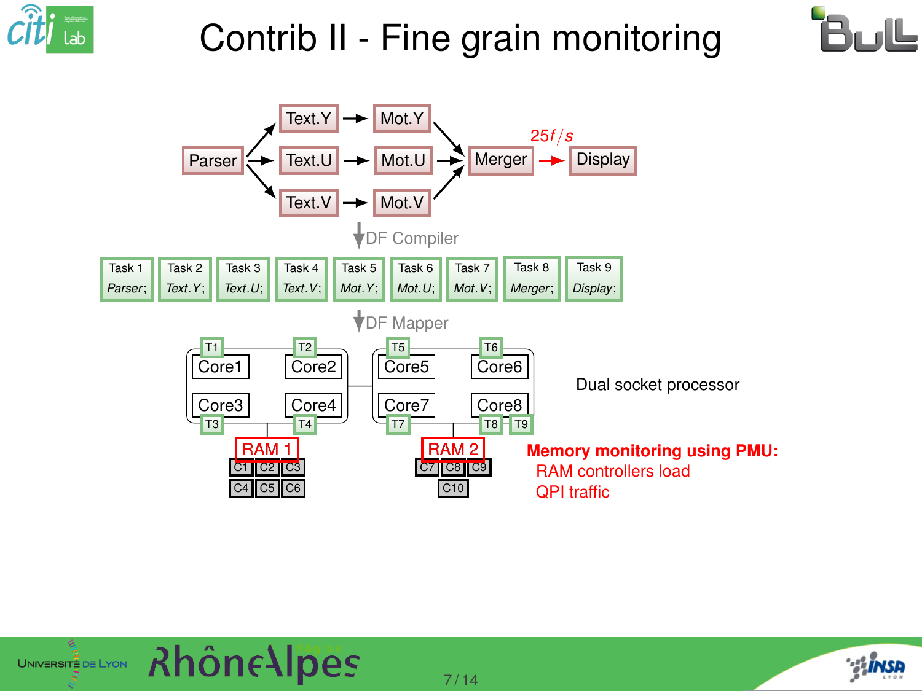# Contrib II - Fine grain monitoring

Parser → Text.Y → Mot.Y → Merger
Parser → Text.U → Mot.U → Merger
Parser → Text.V → Mot.V → Merger
Merger → Display ($25f/s$)

DF Compiler

| Task 1 | Task 2 | Task 3 | Task 4 | Task 5 | Task 6 | Task 7 | Task 8 | Task 9 |
|---|---|---|---|---|---|---|---|---|
| *Parser*; | *Text.Y*; | *Text.U*; | *Text.V*; | *Mot.Y*; | *Mot.U*; | *Mot.V*; | *Merger*; | *Display*; |

DF Mapper

| Socket 1 | Socket 2 |
|---|---|
| Core1 (T1), Core2 (T2), Core3 (T3), Core4 (T4) | Core5 (T5), Core6 (T6), Core7 (T7), Core8 (T8, T9) |
| RAM 1: C1, C2, C3, C4, C5, C6 | RAM 2: C7, C8, C9, C10 |

Dual socket processor

**Memory monitoring using PMU:**

- RAM controllers load
- QPI traffic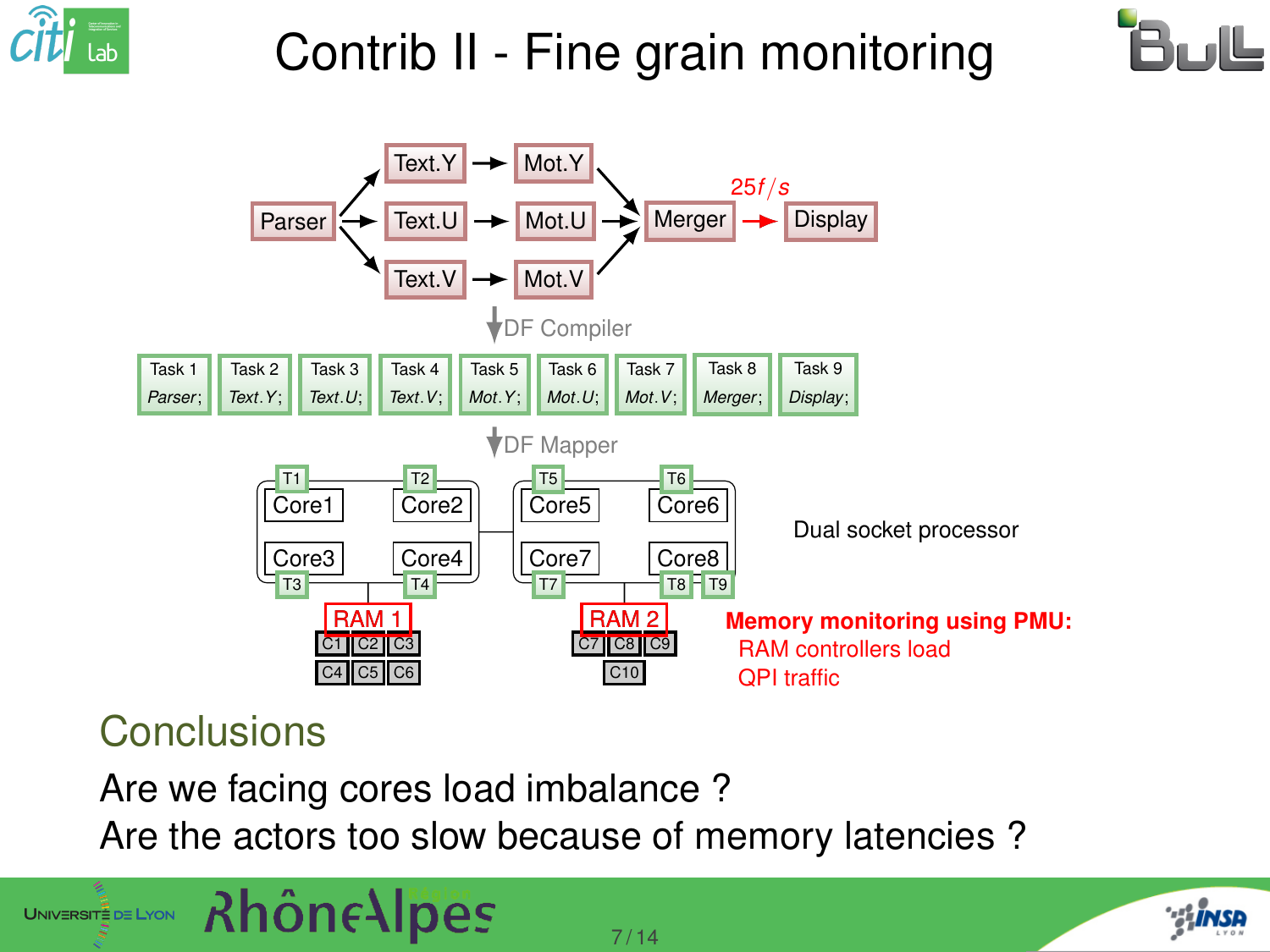# Contrib II - Fine grain monitoring

Parser → Text.Y → Mot.Y → Merger
Parser → Text.U → Mot.U → Merger
Parser → Text.V → Mot.V → Merger
Merger → Display ($25f/s$)

DF Compiler

| Task 1 | Task 2 | Task 3 | Task 4 | Task 5 | Task 6 | Task 7 | Task 8 | Task 9 |
|---|---|---|---|---|---|---|---|---|
| *Parser;* | *Text.Y;* | *Text.U;* | *Text.V;* | *Mot.Y;* | *Mot.U;* | *Mot.V;* | *Merger;* | *Display;* |

DF Mapper

T1 Core1, T2 Core2, Core3 T3, Core4 T4 — RAM 1: C1 C2 C3 C4 C5 C6

T5 Core5, T6 Core6, Core7 T7, Core8 T8 T9 — RAM 2: C7 C8 C9 C10

Dual socket processor

**Memory monitoring using PMU:**
RAM controllers load
QPI traffic

## Conclusions

Are we facing cores load imbalance ?
Are the actors too slow because of memory latencies ?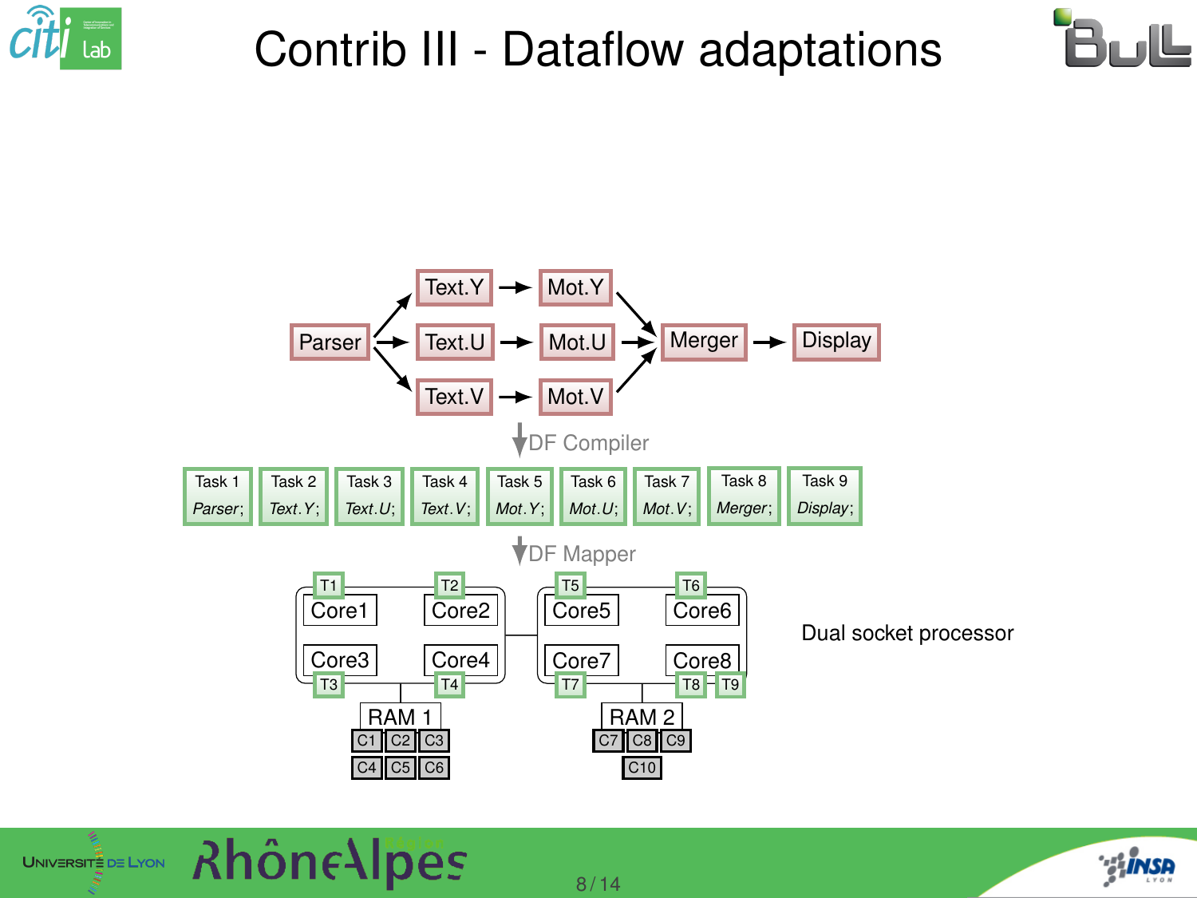# Contrib III - Dataflow adaptations

Parser → Text.Y → Mot.Y → Merger → Display

Parser → Text.U → Mot.U → Merger

Parser → Text.V → Mot.V → Merger

DF Compiler

| Task 1 | Task 2 | Task 3 | Task 4 | Task 5 | Task 6 | Task 7 | Task 8 | Task 9 |
|---|---|---|---|---|---|---|---|---|
| *Parser*; | *Text.Y*; | *Text.U*; | *Text.V*; | *Mot.Y*; | *Mot.U*; | *Mot.V*; | *Merger*; | *Display*; |

DF Mapper

Core1 (T1), Core2 (T2), Core3 (T3), Core4 (T4) — RAM 1: C1, C2, C3, C4, C5, C6

Core5 (T5), Core6 (T6), Core7 (T7), Core8 (T8, T9) — RAM 2: C7, C8, C9, C10

Dual socket processor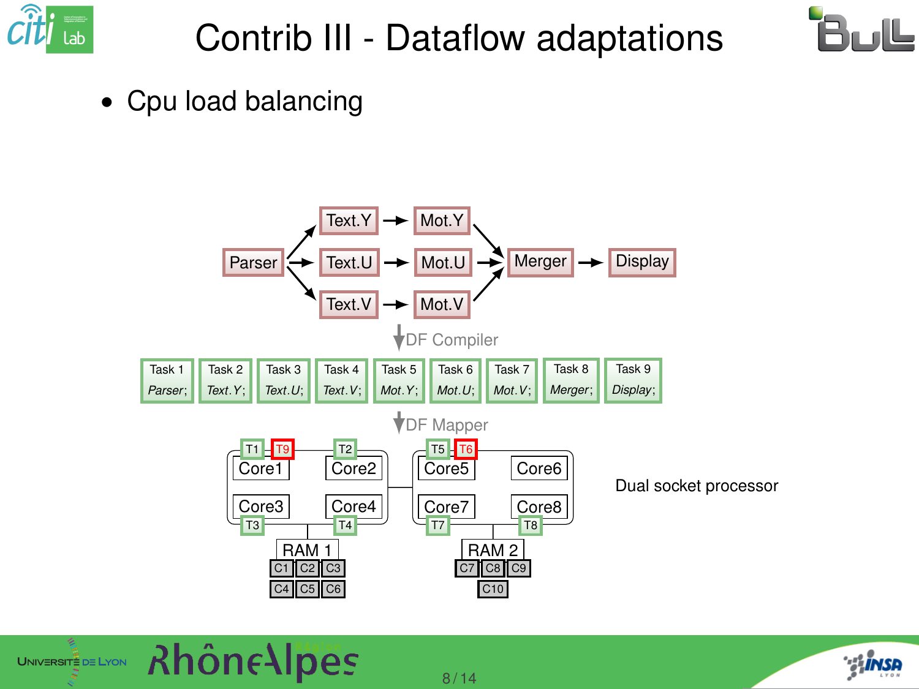# Contrib III - Dataflow adaptations

- Cpu load balancing

Parser → Text.Y → Mot.Y → Merger → Display

Parser → Text.U → Mot.U → Merger

Parser → Text.V → Mot.V → Merger

DF Compiler

| Task 1 | Task 2 | Task 3 | Task 4 | Task 5 | Task 6 | Task 7 | Task 8 | Task 9 |
|---|---|---|---|---|---|---|---|---|
| *Parser*; | *Text.Y*; | *Text.U*; | *Text.V*; | *Mot.Y*; | *Mot.U*; | *Mot.V*; | *Merger*; | *Display*; |

DF Mapper

Core1: T1, T9 | Core2: T2 | Core3: T3 | Core4: T4 | RAM 1: C1, C2, C3, C4, C5, C6

Core5: T5, T6 | Core6 | Core7: T7 | Core8: T8 | RAM 2: C7, C8, C9, C10

Dual socket processor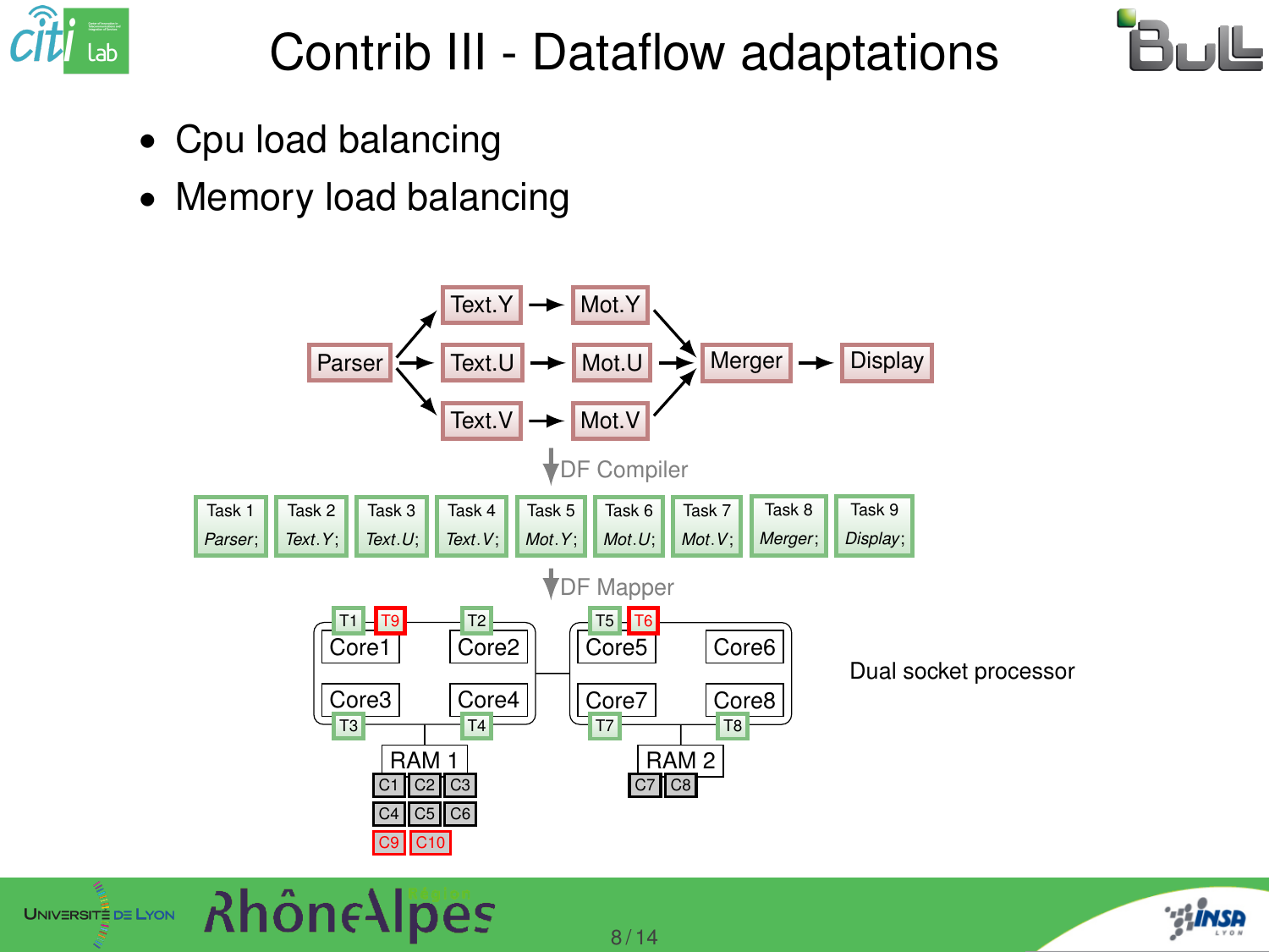# Contrib III - Dataflow adaptations

- Cpu load balancing
- Memory load balancing

Parser → Text.Y → Mot.Y → Merger → Display

Parser → Text.U → Mot.U → Merger

Parser → Text.V → Mot.V → Merger

DF Compiler

| Task 1 | Task 2 | Task 3 | Task 4 | Task 5 | Task 6 | Task 7 | Task 8 | Task 9 |
|---|---|---|---|---|---|---|---|---|
| *Parser*; | *Text.Y*; | *Text.U*; | *Text.V*; | *Mot.Y*; | *Mot.U*; | *Mot.V*; | *Merger*; | *Display*; |

DF Mapper

T1 T9 Core1, T2 Core2, Core3 T3, Core4 T4, RAM 1: C1 C2 C3 C4 C5 C6 C9 C10

T5 T6 Core5, Core6, Core7 T7, Core8 T8, RAM 2: C7 C8

Dual socket processor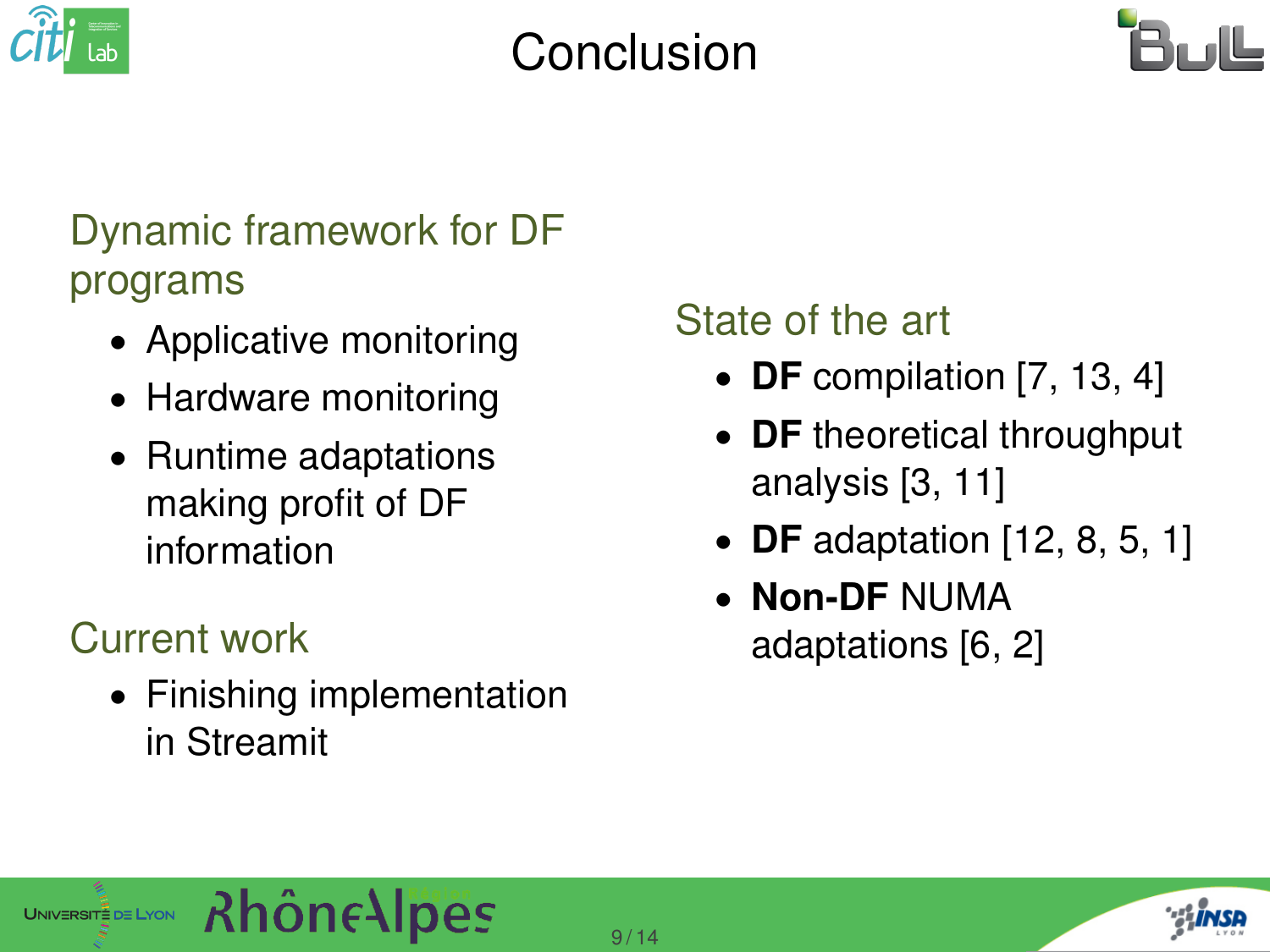# Conclusion

## Dynamic framework for DF programs

- Applicative monitoring
- Hardware monitoring
- Runtime adaptations making profit of DF information

## Current work

- Finishing implementation in Streamit

## State of the art

- **DF** compilation [7, 13, 4]
- **DF** theoretical throughput analysis [3, 11]
- **DF** adaptation [12, 8, 5, 1]
- **Non-DF** NUMA adaptations [6, 2]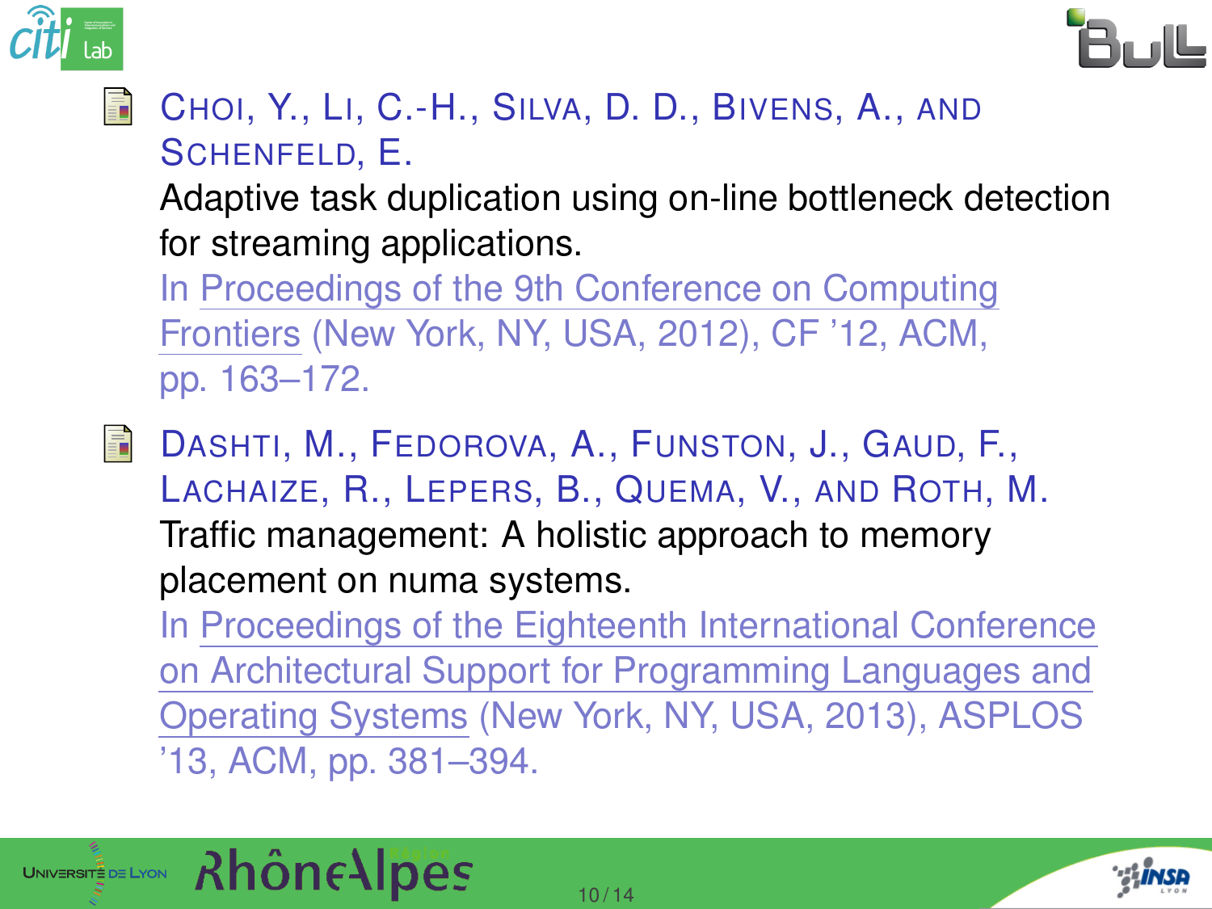- Choi, Y., Li, C.-H., Silva, D. D., Bivens, A., and Schenfeld, E.
  Adaptive task duplication using on-line bottleneck detection for streaming applications.
  In Proceedings of the 9th Conference on Computing Frontiers (New York, NY, USA, 2012), CF '12, ACM, pp. 163–172.

- Dashti, M., Fedorova, A., Funston, J., Gaud, F., Lachaize, R., Lepers, B., Quema, V., and Roth, M.
  Traffic management: A holistic approach to memory placement on numa systems.
  In Proceedings of the Eighteenth International Conference on Architectural Support for Programming Languages and Operating Systems (New York, NY, USA, 2013), ASPLOS '13, ACM, pp. 381–394.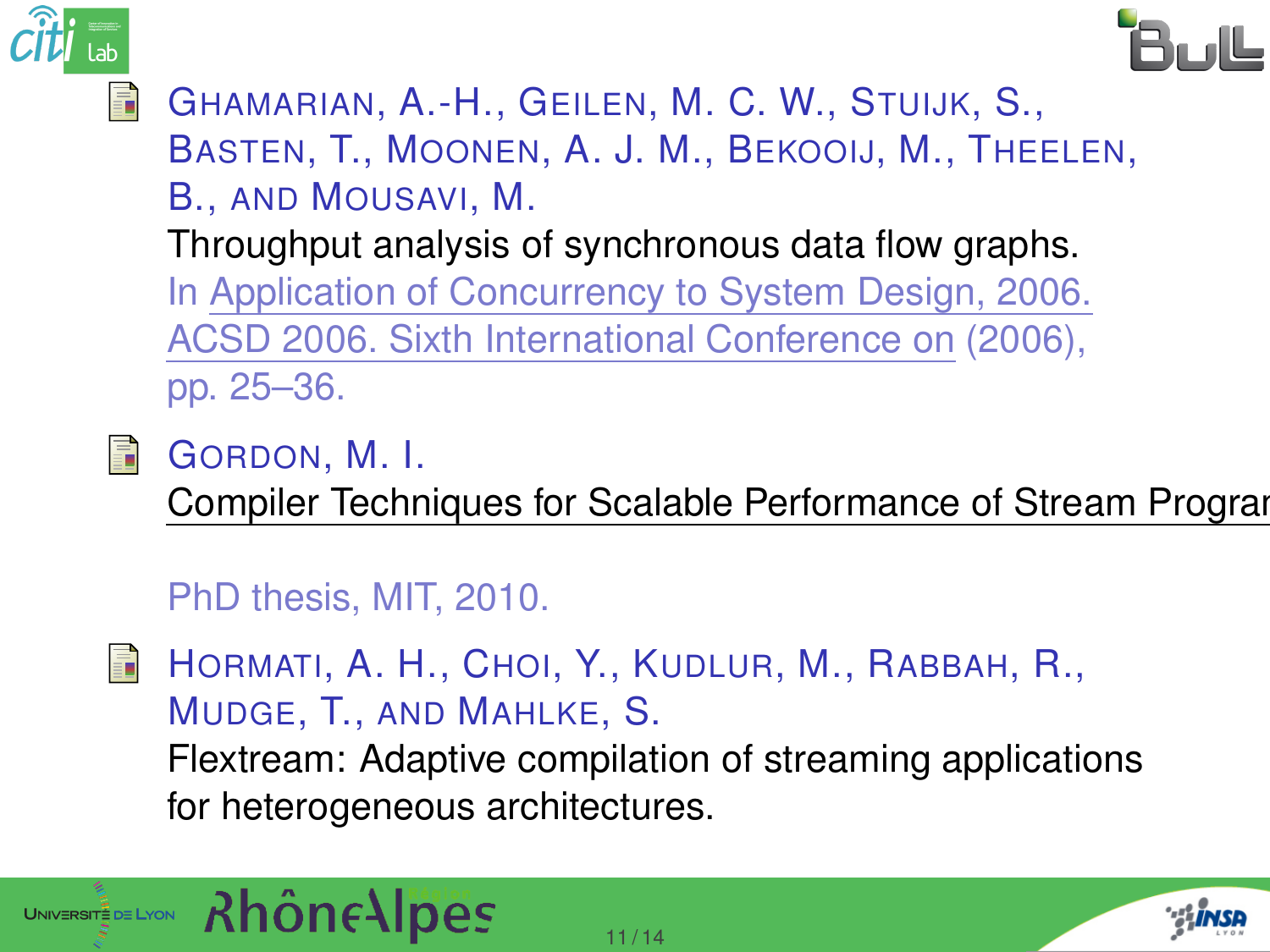- GHAMARIAN, A.-H., GEILEN, M. C. W., STUIJK, S., BASTEN, T., MOONEN, A. J. M., BEKOOIJ, M., THEELEN, B., AND MOUSAVI, M.
  Throughput analysis of synchronous data flow graphs.
  In Application of Concurrency to System Design, 2006. ACSD 2006. Sixth International Conference on (2006), pp. 25–36.

- GORDON, M. I.
  Compiler Techniques for Scalable Performance of Stream Prograr

  PhD thesis, MIT, 2010.

- HORMATI, A. H., CHOI, Y., KUDLUR, M., RABBAH, R., MUDGE, T., AND MAHLKE, S.
  Flextream: Adaptive compilation of streaming applications for heterogeneous architectures.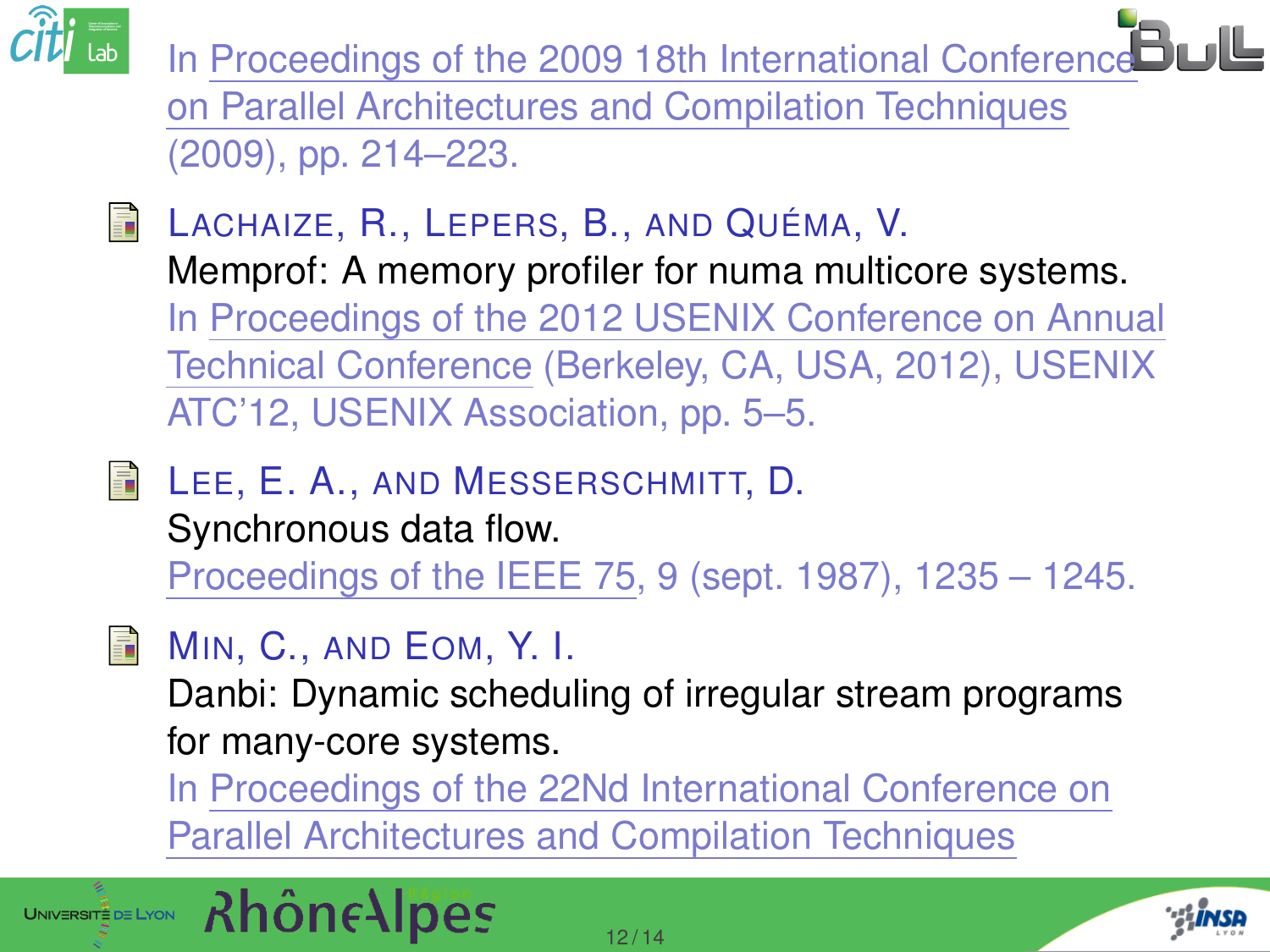In Proceedings of the 2009 18th International Conference on Parallel Architectures and Compilation Techniques (2009), pp. 214–223.

- LACHAIZE, R., LEPERS, B., AND QUÉMA, V.
  Memprof: A memory profiler for numa multicore systems.
  In Proceedings of the 2012 USENIX Conference on Annual Technical Conference (Berkeley, CA, USA, 2012), USENIX ATC'12, USENIX Association, pp. 5–5.

- LEE, E. A., AND MESSERSCHMITT, D.
  Synchronous data flow.
  Proceedings of the IEEE 75, 9 (sept. 1987), 1235 – 1245.

- MIN, C., AND EOM, Y. I.
  Danbi: Dynamic scheduling of irregular stream programs for many-core systems.
  In Proceedings of the 22Nd International Conference on Parallel Architectures and Compilation Techniques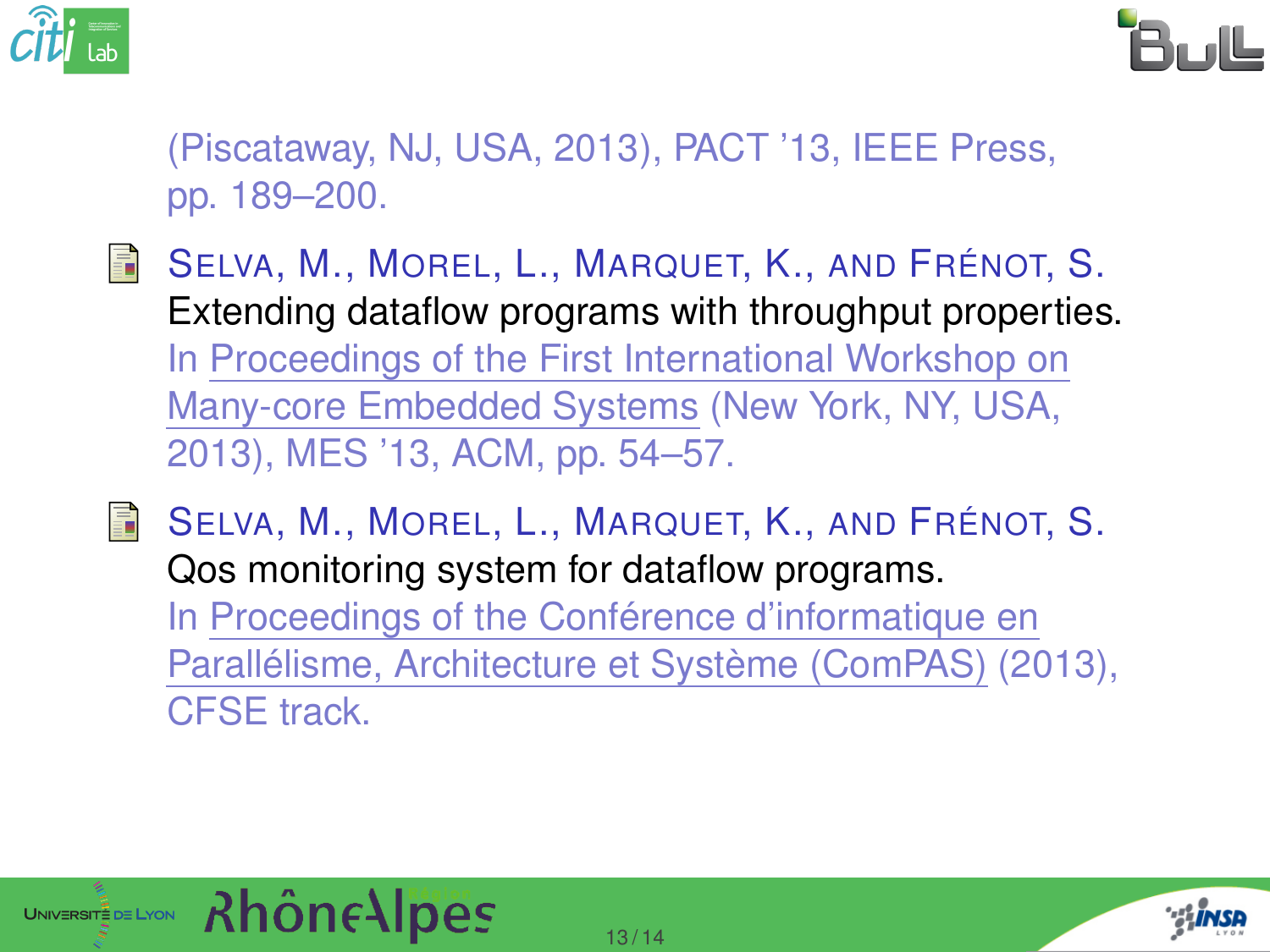(Piscataway, NJ, USA, 2013), PACT ’13, IEEE Press, pp. 189–200.

- SELVA, M., MOREL, L., MARQUET, K., AND FRÉNOT, S. Extending dataflow programs with throughput properties. In Proceedings of the First International Workshop on Many-core Embedded Systems (New York, NY, USA, 2013), MES ’13, ACM, pp. 54–57.

- SELVA, M., MOREL, L., MARQUET, K., AND FRÉNOT, S. Qos monitoring system for dataflow programs. In Proceedings of the Conférence d’informatique en Parallélisme, Architecture et Système (ComPAS) (2013), CFSE track.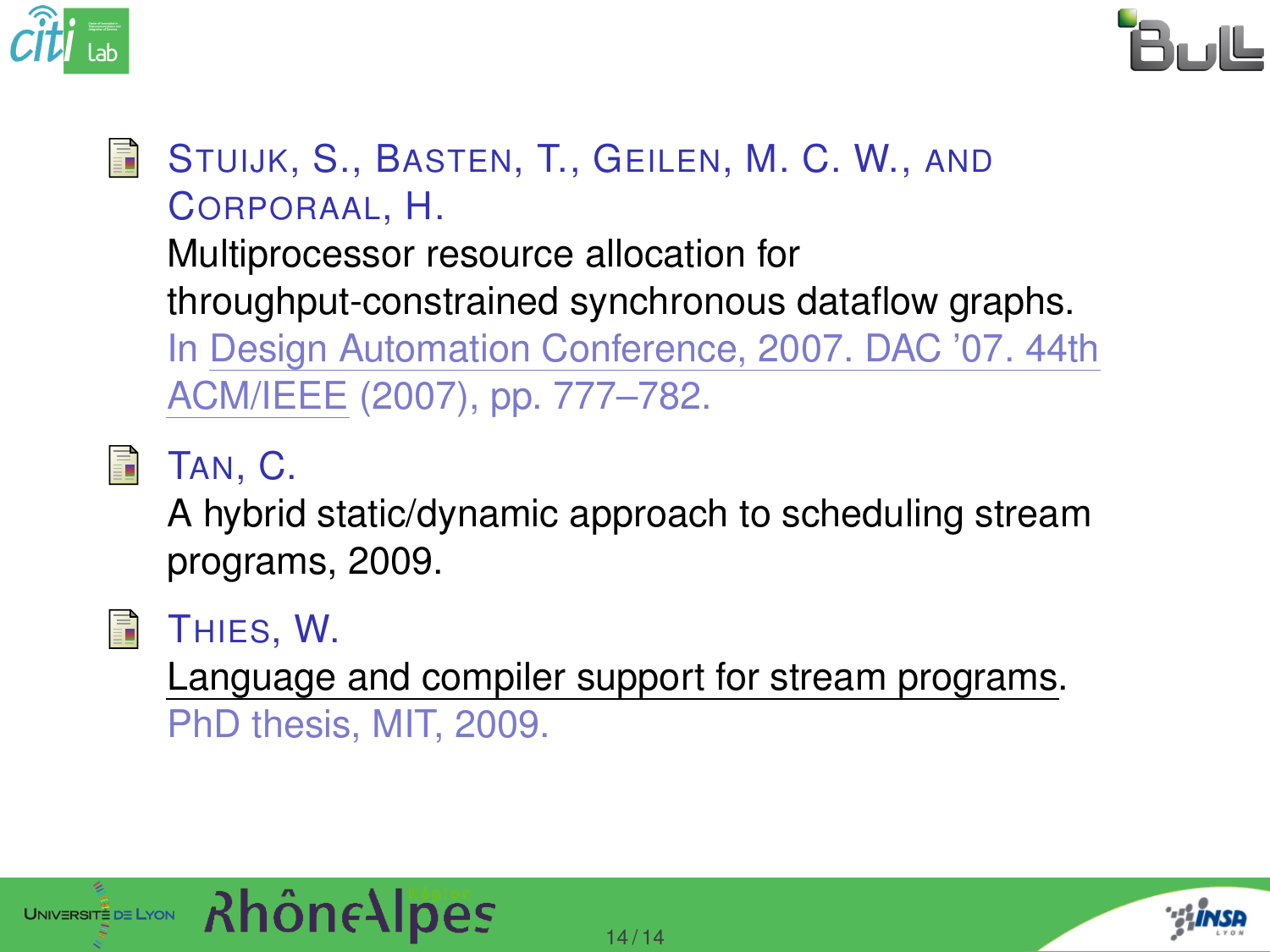- STUIJK, S., BASTEN, T., GEILEN, M. C. W., AND CORPORAAL, H.
  Multiprocessor resource allocation for throughput-constrained synchronous dataflow graphs.
  In Design Automation Conference, 2007. DAC '07. 44th ACM/IEEE (2007), pp. 777–782.

- TAN, C.
  A hybrid static/dynamic approach to scheduling stream programs, 2009.

- THIES, W.
  Language and compiler support for stream programs.
  PhD thesis, MIT, 2009.